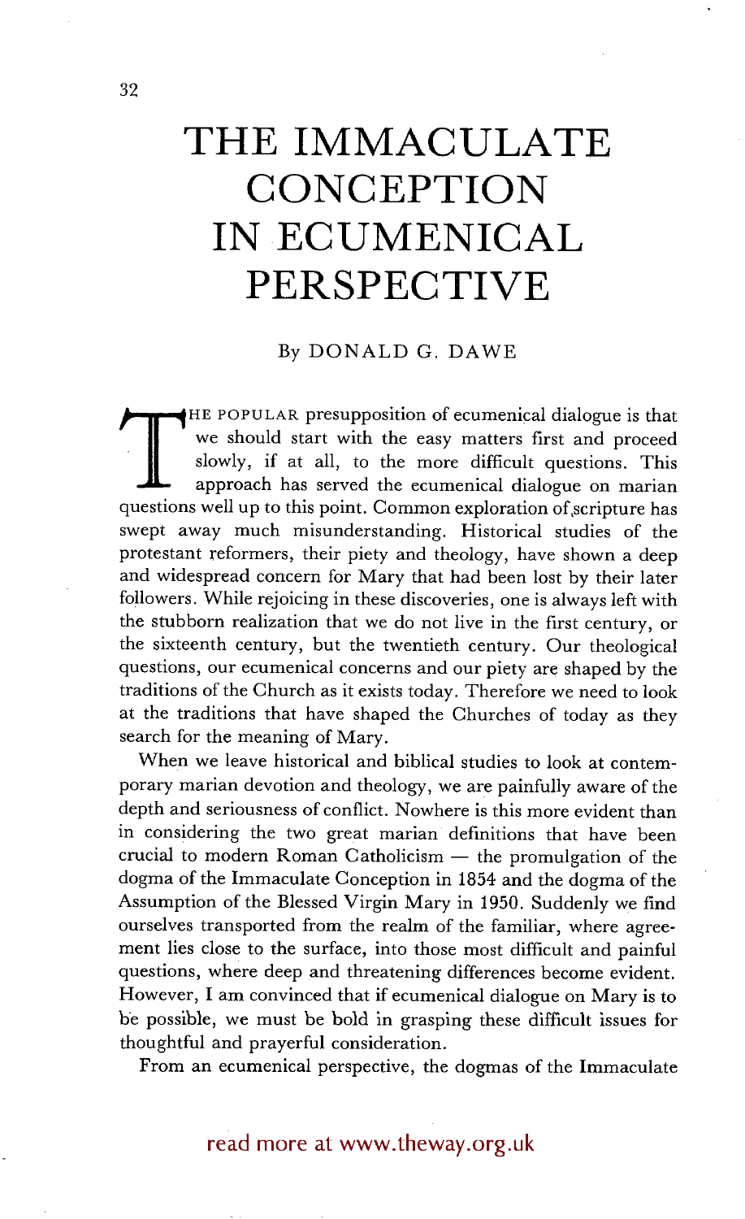# THE IMMACULATE CONCEPTION IN ECUMENICAL PERSPECTIVE

By DONALD G. DAWE

THE POPULAR presupposition of ecumenical dialogue is that we should start with the easy matters first and proceed slowly, if at all, to the more difficult questions. This approach has served the ecumenical dialogue on marian questions well up to this point. Common exploration of scripture has swept away much misunderstanding. Historical studies of the protestant reformers, their piety and theology, have shown a deep and widespread concern for Mary that had been lost by their later followers. While rejoicing in these discoveries, one is always left with the stubborn realization that we do not live in the first century, or the sixteenth century, but the twentieth century. Our theological questions, our ecumenical concerns and our piety are shaped by the traditions of the Church as it exists today. Therefore we need to look at the traditions that have shaped the Churches of today as they search for the meaning of Mary.

When we leave historical and biblical studies to look at contemporary marian devotion and theology, we are painfully aware of the depth and seriousness of conflict. Nowhere is this more evident than in considering the two great marian definitions that have been crucial to modern Roman Catholicism — the promulgation of the dogma of the Immaculate Conception in 1854 and the dogma of the Assumption of the Blessed Virgin Mary in 1950. Suddenly we find ourselves transported from the realm of the familiar, where agreement lies close to the surface, into those most difficult and painful questions, where deep and threatening differences become evident. However, I am convinced that if ecumenical dialogue on Mary is to be possible, we must be bold in grasping these difficult issues for thoughtful and prayerful consideration.

From an ecumenical perspective, the dogmas of the Immaculate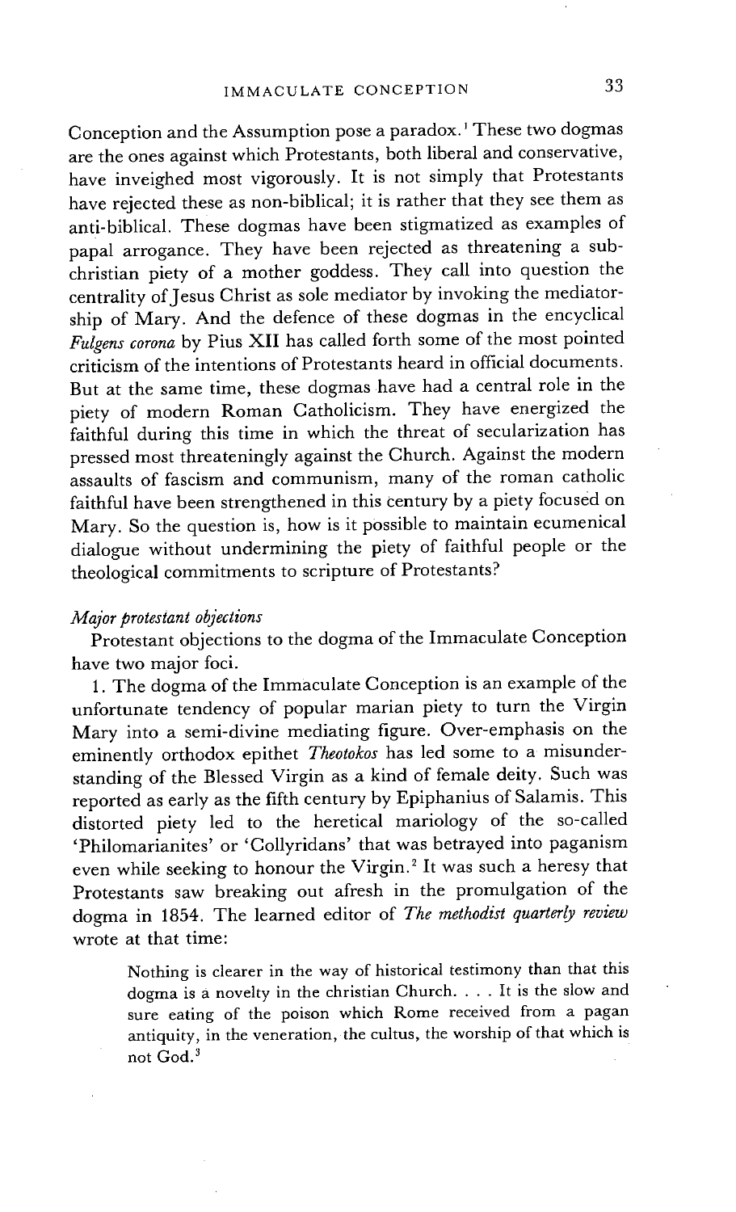Conception and the Assumption pose a paradox.[1] These two dogmas are the ones against which Protestants, both liberal and conservative, have inveighed most vigorously. It is not simply that Protestants have rejected these as non-biblical; it is rather that they see them as anti-biblical. These dogmas have been stigmatized as examples of papal arrogance. They have been rejected as threatening a sub-christian piety of a mother goddess. They call into question the centrality of Jesus Christ as sole mediator by invoking the mediatorship of Mary. And the defence of these dogmas in the encyclical *Fulgens corona* by Pius XII has called forth some of the most pointed criticism of the intentions of Protestants heard in official documents. But at the same time, these dogmas have had a central role in the piety of modern Roman Catholicism. They have energized the faithful during this time in which the threat of secularization has pressed most threateningly against the Church. Against the modern assaults of fascism and communism, many of the roman catholic faithful have been strengthened in this century by a piety focused on Mary. So the question is, how is it possible to maintain ecumenical dialogue without undermining the piety of faithful people or the theological commitments to scripture of Protestants?

### *Major protestant objections*

Protestant objections to the dogma of the Immaculate Conception have two major foci.

1. The dogma of the Immaculate Conception is an example of the unfortunate tendency of popular marian piety to turn the Virgin Mary into a semi-divine mediating figure. Over-emphasis on the eminently orthodox epithet *Theotokos* has led some to a misunderstanding of the Blessed Virgin as a kind of female deity. Such was reported as early as the fifth century by Epiphanius of Salamis. This distorted piety led to the heretical mariology of the so-called 'Philomarianites' or 'Collyridans' that was betrayed into paganism even while seeking to honour the Virgin.[2] It was such a heresy that Protestants saw breaking out afresh in the promulgation of the dogma in 1854. The learned editor of *The methodist quarterly review* wrote at that time:

> Nothing is clearer in the way of historical testimony than that this dogma is a novelty in the christian Church. . . . It is the slow and sure eating of the poison which Rome received from a pagan antiquity, in the veneration, the cultus, the worship of that which is not God.[3]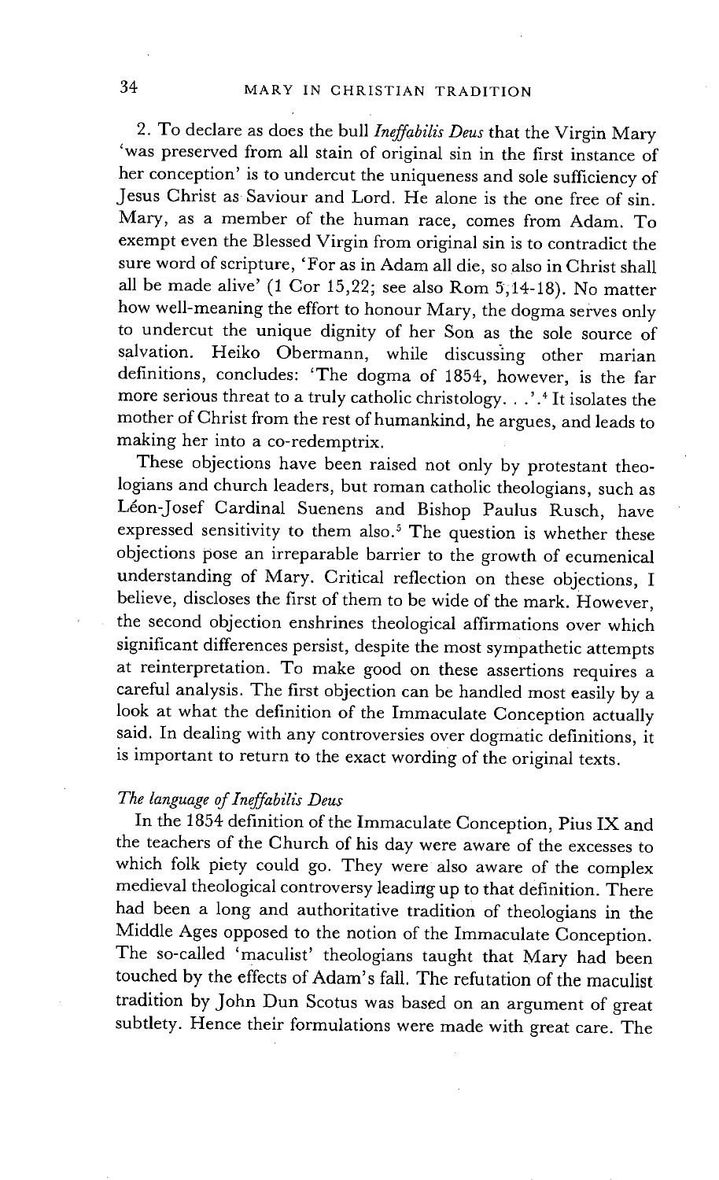2. To declare as does the bull *Ineffabilis Deus* that the Virgin Mary 'was preserved from all stain of original sin in the first instance of her conception' is to undercut the uniqueness and sole sufficiency of Jesus Christ as Saviour and Lord. He alone is the one free of sin. Mary, as a member of the human race, comes from Adam. To exempt even the Blessed Virgin from original sin is to contradict the sure word of scripture, 'For as in Adam all die, so also in Christ shall all be made alive' (1 Cor 15,22; see also Rom 5,14-18). No matter how well-meaning the effort to honour Mary, the dogma serves only to undercut the unique dignity of her Son as the sole source of salvation. Heiko Obermann, while discussing other marian definitions, concludes: 'The dogma of 1854, however, is the far more serious threat to a truly catholic christology. . .'.[4] It isolates the mother of Christ from the rest of humankind, he argues, and leads to making her into a co-redemptrix.

These objections have been raised not only by protestant theologians and church leaders, but roman catholic theologians, such as Léon-Josef Cardinal Suenens and Bishop Paulus Rusch, have expressed sensitivity to them also.[5] The question is whether these objections pose an irreparable barrier to the growth of ecumenical understanding of Mary. Critical reflection on these objections, I believe, discloses the first of them to be wide of the mark. However, the second objection enshrines theological affirmations over which significant differences persist, despite the most sympathetic attempts at reinterpretation. To make good on these assertions requires a careful analysis. The first objection can be handled most easily by a look at what the definition of the Immaculate Conception actually said. In dealing with any controversies over dogmatic definitions, it is important to return to the exact wording of the original texts.

### *The language of Ineffabilis Deus*

In the 1854 definition of the Immaculate Conception, Pius IX and the teachers of the Church of his day were aware of the excesses to which folk piety could go. They were also aware of the complex medieval theological controversy leading up to that definition. There had been a long and authoritative tradition of theologians in the Middle Ages opposed to the notion of the Immaculate Conception. The so-called 'maculist' theologians taught that Mary had been touched by the effects of Adam's fall. The refutation of the maculist tradition by John Dun Scotus was based on an argument of great subtlety. Hence their formulations were made with great care. The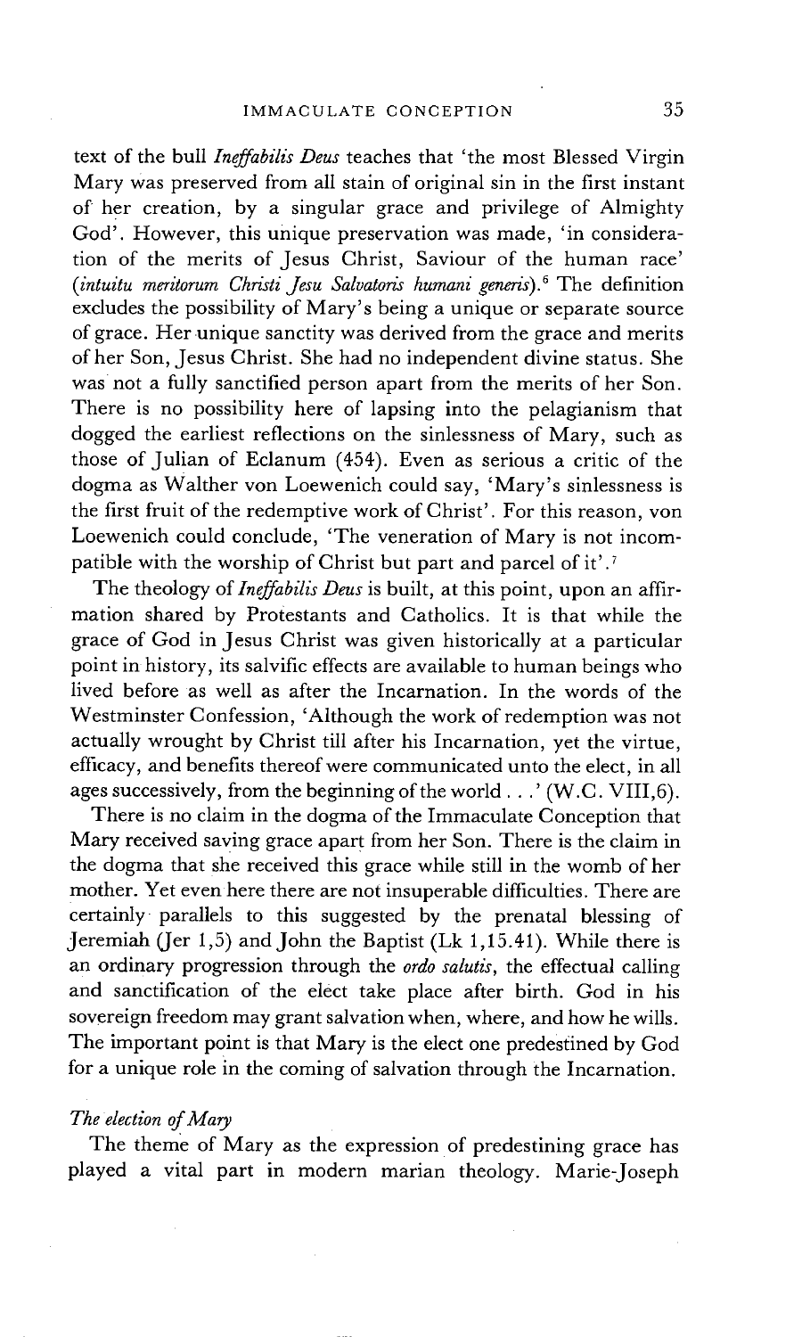text of the bull *Ineffabilis Deus* teaches that 'the most Blessed Virgin Mary was preserved from all stain of original sin in the first instant of her creation, by a singular grace and privilege of Almighty God'. However, this unique preservation was made, 'in consideration of the merits of Jesus Christ, Saviour of the human race' (*intuitu meritorum Christi Jesu Salvatoris humani generis*).[6] The definition excludes the possibility of Mary's being a unique or separate source of grace. Her unique sanctity was derived from the grace and merits of her Son, Jesus Christ. She had no independent divine status. She was not a fully sanctified person apart from the merits of her Son. There is no possibility here of lapsing into the pelagianism that dogged the earliest reflections on the sinlessness of Mary, such as those of Julian of Eclanum (454). Even as serious a critic of the dogma as Walther von Loewenich could say, 'Mary's sinlessness is the first fruit of the redemptive work of Christ'. For this reason, von Loewenich could conclude, 'The veneration of Mary is not incompatible with the worship of Christ but part and parcel of it'.[7]

The theology of *Ineffabilis Deus* is built, at this point, upon an affirmation shared by Protestants and Catholics. It is that while the grace of God in Jesus Christ was given historically at a particular point in history, its salvific effects are available to human beings who lived before as well as after the Incarnation. In the words of the Westminster Confession, 'Although the work of redemption was not actually wrought by Christ till after his Incarnation, yet the virtue, efficacy, and benefits thereof were communicated unto the elect, in all ages successively, from the beginning of the world . . .' (W.C. VIII,6).

There is no claim in the dogma of the Immaculate Conception that Mary received saving grace apart from her Son. There is the claim in the dogma that she received this grace while still in the womb of her mother. Yet even here there are not insuperable difficulties. There are certainly parallels to this suggested by the prenatal blessing of Jeremiah (Jer 1,5) and John the Baptist (Lk 1,15.41). While there is an ordinary progression through the *ordo salutis*, the effectual calling and sanctification of the elect take place after birth. God in his sovereign freedom may grant salvation when, where, and how he wills. The important point is that Mary is the elect one predestined by God for a unique role in the coming of salvation through the Incarnation.

### *The election of Mary*

The theme of Mary as the expression of predestining grace has played a vital part in modern marian theology. Marie-Joseph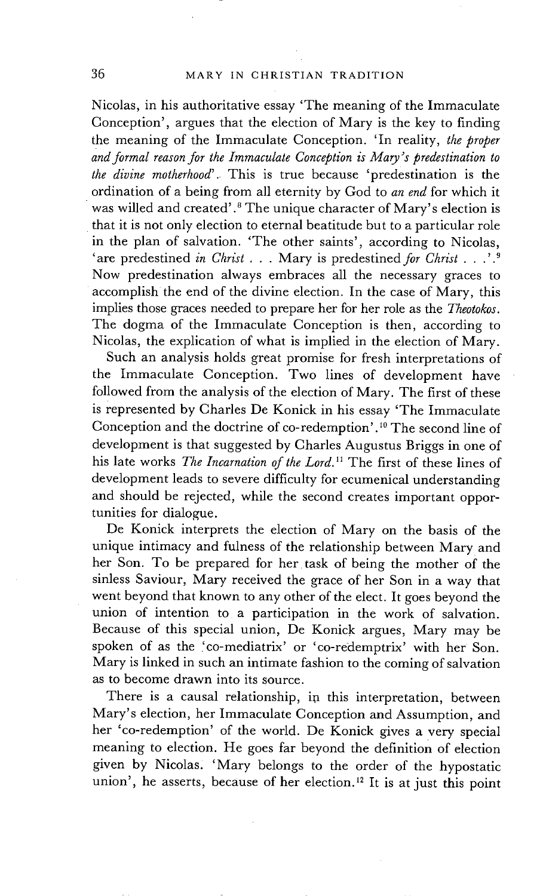Nicolas, in his authoritative essay 'The meaning of the Immaculate Conception', argues that the election of Mary is the key to finding the meaning of the Immaculate Conception. 'In reality, *the proper and formal reason for the Immaculate Conception is Mary's predestination to the divine motherhood*'. This is true because 'predestination is the ordination of a being from all eternity by God to *an end* for which it was willed and created'.[8] The unique character of Mary's election is that it is not only election to eternal beatitude but to a particular role in the plan of salvation. 'The other saints', according to Nicolas, 'are predestined *in Christ* . . . Mary is predestined *for Christ* . . .'.[9] Now predestination always embraces all the necessary graces to accomplish the end of the divine election. In the case of Mary, this implies those graces needed to prepare her for her role as the *Theotokos*. The dogma of the Immaculate Conception is then, according to Nicolas, the explication of what is implied in the election of Mary.

Such an analysis holds great promise for fresh interpretations of the Immaculate Conception. Two lines of development have followed from the analysis of the election of Mary. The first of these is represented by Charles De Konick in his essay 'The Immaculate Conception and the doctrine of co-redemption'.[10] The second line of development is that suggested by Charles Augustus Briggs in one of his late works *The Incarnation of the Lord*.[11] The first of these lines of development leads to severe difficulty for ecumenical understanding and should be rejected, while the second creates important opportunities for dialogue.

De Konick interprets the election of Mary on the basis of the unique intimacy and fulness of the relationship between Mary and her Son. To be prepared for her task of being the mother of the sinless Saviour, Mary received the grace of her Son in a way that went beyond that known to any other of the elect. It goes beyond the union of intention to a participation in the work of salvation. Because of this special union, De Konick argues, Mary may be spoken of as the 'co-mediatrix' or 'co-redemptrix' with her Son. Mary is linked in such an intimate fashion to the coming of salvation as to become drawn into its source.

There is a causal relationship, in this interpretation, between Mary's election, her Immaculate Conception and Assumption, and her 'co-redemption' of the world. De Konick gives a very special meaning to election. He goes far beyond the definition of election given by Nicolas. 'Mary belongs to the order of the hypostatic union', he asserts, because of her election.[12] It is at just this point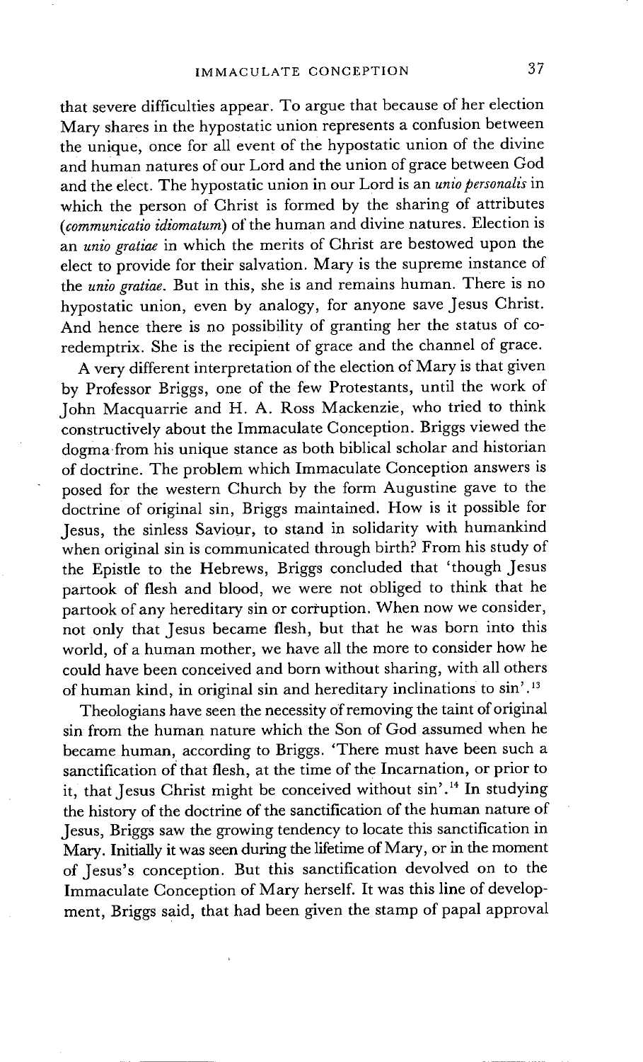that severe difficulties appear. To argue that because of her election Mary shares in the hypostatic union represents a confusion between the unique, once for all event of the hypostatic union of the divine and human natures of our Lord and the union of grace between God and the elect. The hypostatic union in our Lord is an *unio personalis* in which the person of Christ is formed by the sharing of attributes (*communicatio idiomatum*) of the human and divine natures. Election is an *unio gratiae* in which the merits of Christ are bestowed upon the elect to provide for their salvation. Mary is the supreme instance of the *unio gratiae*. But in this, she is and remains human. There is no hypostatic union, even by analogy, for anyone save Jesus Christ. And hence there is no possibility of granting her the status of co-redemptrix. She is the recipient of grace and the channel of grace.

A very different interpretation of the election of Mary is that given by Professor Briggs, one of the few Protestants, until the work of John Macquarrie and H. A. Ross Mackenzie, who tried to think constructively about the Immaculate Conception. Briggs viewed the dogma from his unique stance as both biblical scholar and historian of doctrine. The problem which Immaculate Conception answers is posed for the western Church by the form Augustine gave to the doctrine of original sin, Briggs maintained. How is it possible for Jesus, the sinless Saviour, to stand in solidarity with humankind when original sin is communicated through birth? From his study of the Epistle to the Hebrews, Briggs concluded that 'though Jesus partook of flesh and blood, we were not obliged to think that he partook of any hereditary sin or corruption. When now we consider, not only that Jesus became flesh, but that he was born into this world, of a human mother, we have all the more to consider how he could have been conceived and born without sharing, with all others of human kind, in original sin and hereditary inclinations to sin'.[13]

Theologians have seen the necessity of removing the taint of original sin from the human nature which the Son of God assumed when he became human, according to Briggs. 'There must have been such a sanctification of that flesh, at the time of the Incarnation, or prior to it, that Jesus Christ might be conceived without sin'.[14] In studying the history of the doctrine of the sanctification of the human nature of Jesus, Briggs saw the growing tendency to locate this sanctification in Mary. Initially it was seen during the lifetime of Mary, or in the moment of Jesus's conception. But this sanctification devolved on to the Immaculate Conception of Mary herself. It was this line of development, Briggs said, that had been given the stamp of papal approval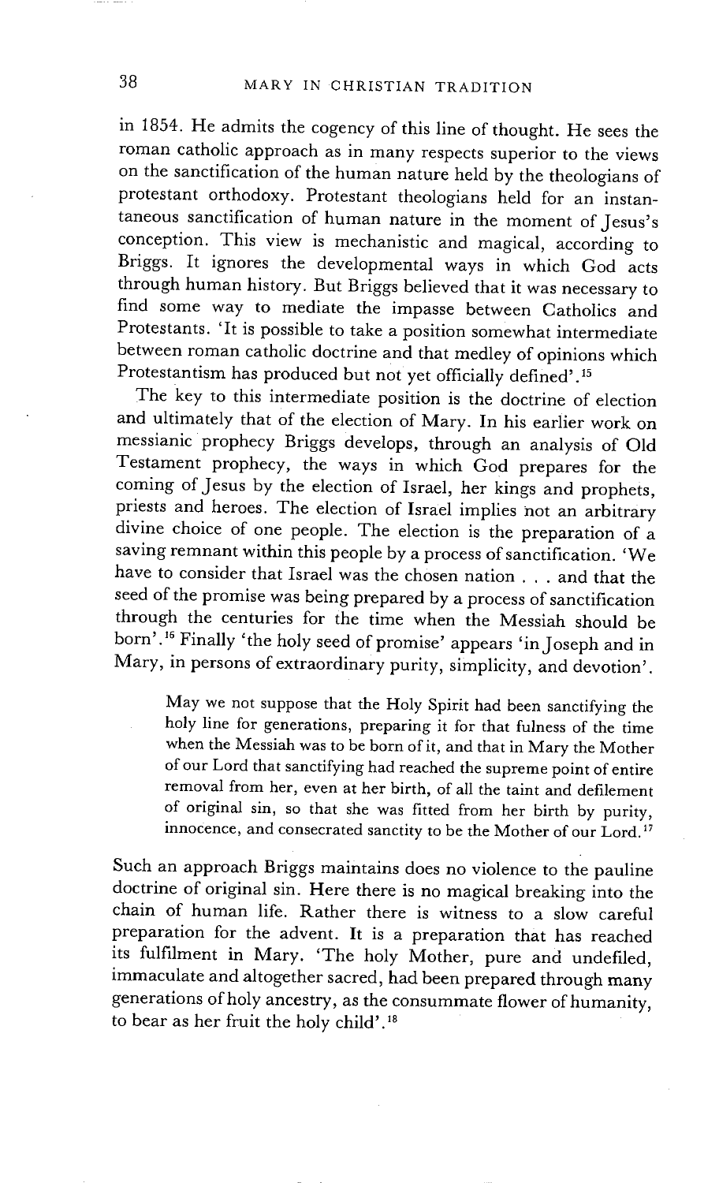in 1854. He admits the cogency of this line of thought. He sees the roman catholic approach as in many respects superior to the views on the sanctification of the human nature held by the theologians of protestant orthodoxy. Protestant theologians held for an instantaneous sanctification of human nature in the moment of Jesus's conception. This view is mechanistic and magical, according to Briggs. It ignores the developmental ways in which God acts through human history. But Briggs believed that it was necessary to find some way to mediate the impasse between Catholics and Protestants. 'It is possible to take a position somewhat intermediate between roman catholic doctrine and that medley of opinions which Protestantism has produced but not yet officially defined'.[15]

The key to this intermediate position is the doctrine of election and ultimately that of the election of Mary. In his earlier work on messianic prophecy Briggs develops, through an analysis of Old Testament prophecy, the ways in which God prepares for the coming of Jesus by the election of Israel, her kings and prophets, priests and heroes. The election of Israel implies not an arbitrary divine choice of one people. The election is the preparation of a saving remnant within this people by a process of sanctification. 'We have to consider that Israel was the chosen nation . . . and that the seed of the promise was being prepared by a process of sanctification through the centuries for the time when the Messiah should be born'.[16] Finally 'the holy seed of promise' appears 'in Joseph and in Mary, in persons of extraordinary purity, simplicity, and devotion'.

> May we not suppose that the Holy Spirit had been sanctifying the holy line for generations, preparing it for that fulness of the time when the Messiah was to be born of it, and that in Mary the Mother of our Lord that sanctifying had reached the supreme point of entire removal from her, even at her birth, of all the taint and defilement of original sin, so that she was fitted from her birth by purity, innocence, and consecrated sanctity to be the Mother of our Lord.[17]

Such an approach Briggs maintains does no violence to the pauline doctrine of original sin. Here there is no magical breaking into the chain of human life. Rather there is witness to a slow careful preparation for the advent. It is a preparation that has reached its fulfilment in Mary. 'The holy Mother, pure and undefiled, immaculate and altogether sacred, had been prepared through many generations of holy ancestry, as the consummate flower of humanity, to bear as her fruit the holy child'.[18]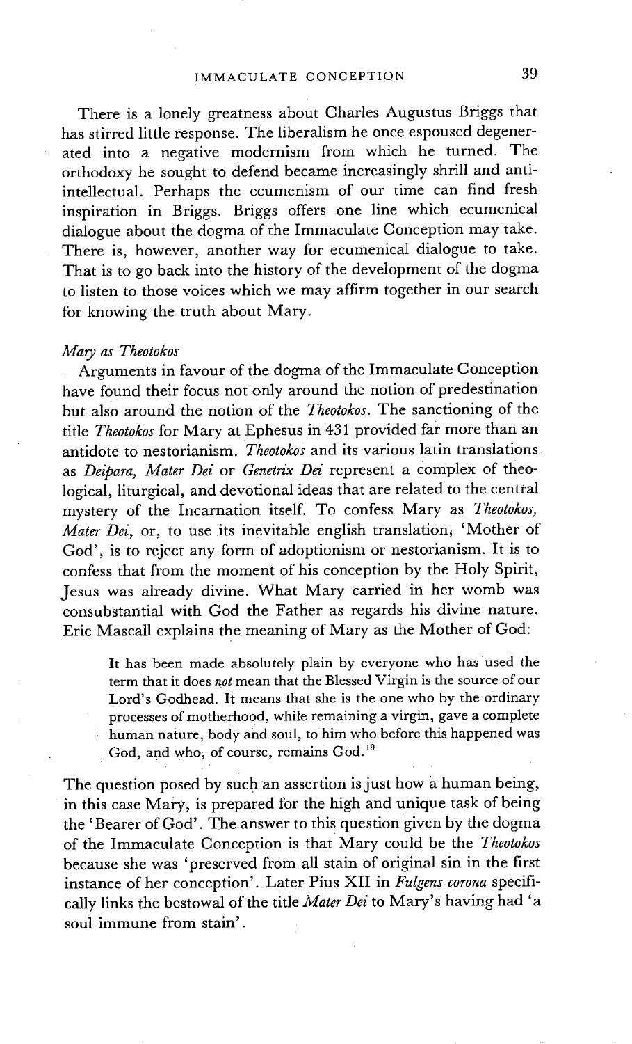There is a lonely greatness about Charles Augustus Briggs that has stirred little response. The liberalism he once espoused degenerated into a negative modernism from which he turned. The orthodoxy he sought to defend became increasingly shrill and anti-intellectual. Perhaps the ecumenism of our time can find fresh inspiration in Briggs. Briggs offers one line which ecumenical dialogue about the dogma of the Immaculate Conception may take. There is, however, another way for ecumenical dialogue to take. That is to go back into the history of the development of the dogma to listen to those voices which we may affirm together in our search for knowing the truth about Mary.

### *Mary as Theotokos*

Arguments in favour of the dogma of the Immaculate Conception have found their focus not only around the notion of predestination but also around the notion of the *Theotokos*. The sanctioning of the title *Theotokos* for Mary at Ephesus in 431 provided far more than an antidote to nestorianism. *Theotokos* and its various latin translations as *Deipara, Mater Dei* or *Genetrix Dei* represent a complex of theological, liturgical, and devotional ideas that are related to the central mystery of the Incarnation itself. To confess Mary as *Theotokos, Mater Dei*, or, to use its inevitable english translation, 'Mother of God', is to reject any form of adoptionism or nestorianism. It is to confess that from the moment of his conception by the Holy Spirit, Jesus was already divine. What Mary carried in her womb was consubstantial with God the Father as regards his divine nature. Eric Mascall explains the meaning of Mary as the Mother of God:

> It has been made absolutely plain by everyone who has used the term that it does *not* mean that the Blessed Virgin is the source of our Lord's Godhead. It means that she is the one who by the ordinary processes of motherhood, while remaining a virgin, gave a complete human nature, body and soul, to him who before this happened was God, and who, of course, remains God.[19]

The question posed by such an assertion is just how a human being, in this case Mary, is prepared for the high and unique task of being the 'Bearer of God'. The answer to this question given by the dogma of the Immaculate Conception is that Mary could be the *Theotokos* because she was 'preserved from all stain of original sin in the first instance of her conception'. Later Pius XII in *Fulgens corona* specifically links the bestowal of the title *Mater Dei* to Mary's having had 'a soul immune from stain'.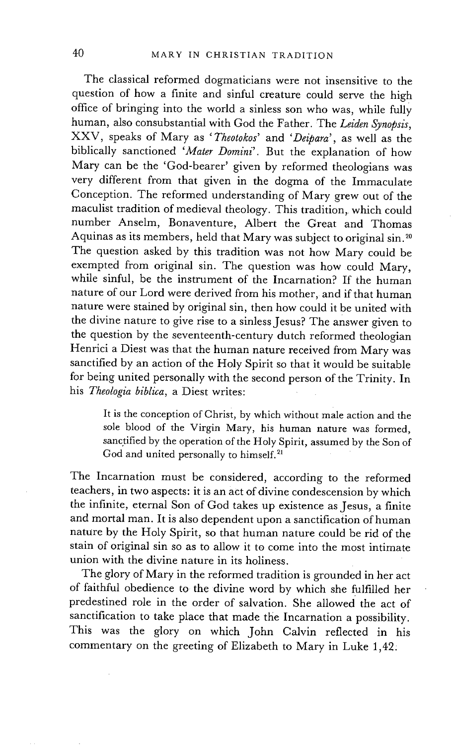The classical reformed dogmaticians were not insensitive to the question of how a finite and sinful creature could serve the high office of bringing into the world a sinless son who was, while fully human, also consubstantial with God the Father. The *Leiden Synopsis*, XXV, speaks of Mary as '*Theotokos*' and '*Deipara*', as well as the biblically sanctioned '*Mater Domini*'. But the explanation of how Mary can be the 'God-bearer' given by reformed theologians was very different from that given in the dogma of the Immaculate Conception. The reformed understanding of Mary grew out of the maculist tradition of medieval theology. This tradition, which could number Anselm, Bonaventure, Albert the Great and Thomas Aquinas as its members, held that Mary was subject to original sin.[20] The question asked by this tradition was not how Mary could be exempted from original sin. The question was how could Mary, while sinful, be the instrument of the Incarnation? If the human nature of our Lord were derived from his mother, and if that human nature were stained by original sin, then how could it be united with the divine nature to give rise to a sinless Jesus? The answer given to the question by the seventeenth-century dutch reformed theologian Henrici a Diest was that the human nature received from Mary was sanctified by an action of the Holy Spirit so that it would be suitable for being united personally with the second person of the Trinity. In his *Theologia biblica*, a Diest writes:

> It is the conception of Christ, by which without male action and the sole blood of the Virgin Mary, his human nature was formed, sanctified by the operation of the Holy Spirit, assumed by the Son of God and united personally to himself.[21]

The Incarnation must be considered, according to the reformed teachers, in two aspects: it is an act of divine condescension by which the infinite, eternal Son of God takes up existence as Jesus, a finite and mortal man. It is also dependent upon a sanctification of human nature by the Holy Spirit, so that human nature could be rid of the stain of original sin so as to allow it to come into the most intimate union with the divine nature in its holiness.

The glory of Mary in the reformed tradition is grounded in her act of faithful obedience to the divine word by which she fulfilled her predestined role in the order of salvation. She allowed the act of sanctification to take place that made the Incarnation a possibility. This was the glory on which John Calvin reflected in his commentary on the greeting of Elizabeth to Mary in Luke 1,42: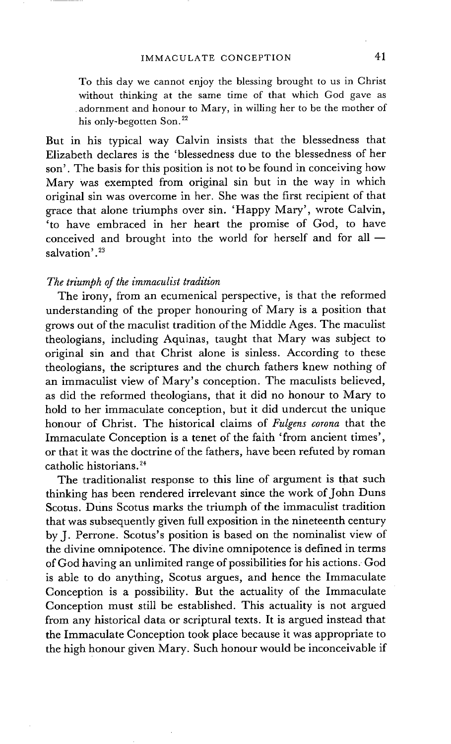> To this day we cannot enjoy the blessing brought to us in Christ without thinking at the same time of that which God gave as adornment and honour to Mary, in willing her to be the mother of his only-begotten Son.[22]

But in his typical way Calvin insists that the blessedness that Elizabeth declares is the 'blessedness due to the blessedness of her son'. The basis for this position is not to be found in conceiving how Mary was exempted from original sin but in the way in which original sin was overcome in her. She was the first recipient of that grace that alone triumphs over sin. 'Happy Mary', wrote Calvin, 'to have embraced in her heart the promise of God, to have conceived and brought into the world for herself and for all — salvation'.[23]

*The triumph of the immaculist tradition*

The irony, from an ecumenical perspective, is that the reformed understanding of the proper honouring of Mary is a position that grows out of the maculist tradition of the Middle Ages. The maculist theologians, including Aquinas, taught that Mary was subject to original sin and that Christ alone is sinless. According to these theologians, the scriptures and the church fathers knew nothing of an immaculist view of Mary's conception. The maculists believed, as did the reformed theologians, that it did no honour to Mary to hold to her immaculate conception, but it did undercut the unique honour of Christ. The historical claims of *Fulgens corona* that the Immaculate Conception is a tenet of the faith 'from ancient times', or that it was the doctrine of the fathers, have been refuted by roman catholic historians.[24]

The traditionalist response to this line of argument is that such thinking has been rendered irrelevant since the work of John Duns Scotus. Duns Scotus marks the triumph of the immaculist tradition that was subsequently given full exposition in the nineteenth century by J. Perrone. Scotus's position is based on the nominalist view of the divine omnipotence. The divine omnipotence is defined in terms of God having an unlimited range of possibilities for his actions. God is able to do anything, Scotus argues, and hence the Immaculate Conception is a possibility. But the actuality of the Immaculate Conception must still be established. This actuality is not argued from any historical data or scriptural texts. It is argued instead that the Immaculate Conception took place because it was appropriate to the high honour given Mary. Such honour would be inconceivable if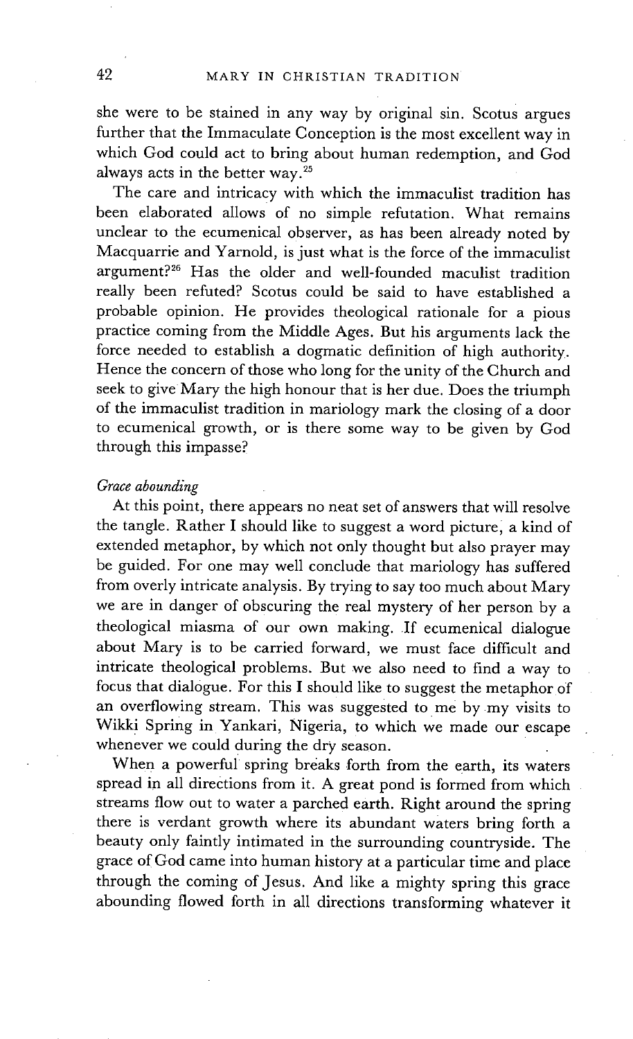she were to be stained in any way by original sin. Scotus argues further that the Immaculate Conception is the most excellent way in which God could act to bring about human redemption, and God always acts in the better way.[25]

The care and intricacy with which the immaculist tradition has been elaborated allows of no simple refutation. What remains unclear to the ecumenical observer, as has been already noted by Macquarrie and Yarnold, is just what is the force of the immaculist argument?[26] Has the older and well-founded maculist tradition really been refuted? Scotus could be said to have established a probable opinion. He provides theological rationale for a pious practice coming from the Middle Ages. But his arguments lack the force needed to establish a dogmatic definition of high authority. Hence the concern of those who long for the unity of the Church and seek to give Mary the high honour that is her due. Does the triumph of the immaculist tradition in mariology mark the closing of a door to ecumenical growth, or is there some way to be given by God through this impasse?

*Grace abounding*

At this point, there appears no neat set of answers that will resolve the tangle. Rather I should like to suggest a word picture, a kind of extended metaphor, by which not only thought but also prayer may be guided. For one may well conclude that mariology has suffered from overly intricate analysis. By trying to say too much about Mary we are in danger of obscuring the real mystery of her person by a theological miasma of our own making. If ecumenical dialogue about Mary is to be carried forward, we must face difficult and intricate theological problems. But we also need to find a way to focus that dialogue. For this I should like to suggest the metaphor of an overflowing stream. This was suggested to me by my visits to Wikki Spring in Yankari, Nigeria, to which we made our escape whenever we could during the dry season.

When a powerful spring breaks forth from the earth, its waters spread in all directions from it. A great pond is formed from which streams flow out to water a parched earth. Right around the spring there is verdant growth where its abundant waters bring forth a beauty only faintly intimated in the surrounding countryside. The grace of God came into human history at a particular time and place through the coming of Jesus. And like a mighty spring this grace abounding flowed forth in all directions transforming whatever it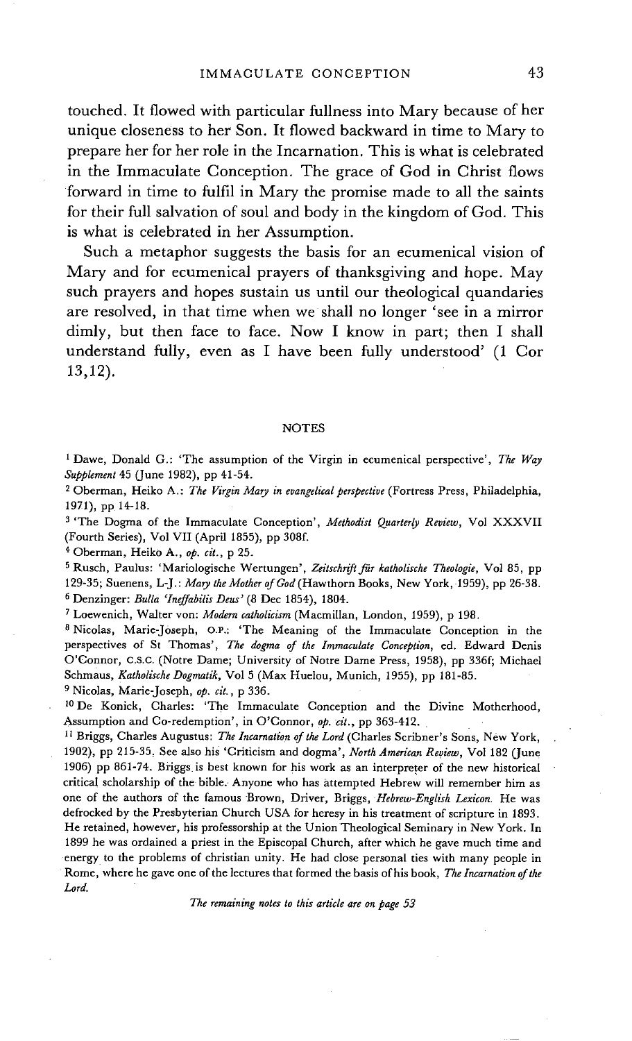touched. It flowed with particular fullness into Mary because of her unique closeness to her Son. It flowed backward in time to Mary to prepare her for her role in the Incarnation. This is what is celebrated in the Immaculate Conception. The grace of God in Christ flows forward in time to fulfil in Mary the promise made to all the saints for their full salvation of soul and body in the kingdom of God. This is what is celebrated in her Assumption.

Such a metaphor suggests the basis for an ecumenical vision of Mary and for ecumenical prayers of thanksgiving and hope. May such prayers and hopes sustain us until our theological quandaries are resolved, in that time when we shall no longer 'see in a mirror dimly, but then face to face. Now I know in part; then I shall understand fully, even as I have been fully understood' (1 Cor 13,12).

## NOTES

[1] Dawe, Donald G.: 'The assumption of the Virgin in ecumenical perspective', *The Way Supplement* 45 (June 1982), pp 41-54.

[2] Oberman, Heiko A.: *The Virgin Mary in evangelical perspective* (Fortress Press, Philadelphia, 1971), pp 14-18.

[3] 'The Dogma of the Immaculate Conception', *Methodist Quarterly Review*, Vol XXXVII (Fourth Series), Vol VII (April 1855), pp 308f.

[4] Oberman, Heiko A., *op. cit.*, p 25.

[5] Rusch, Paulus: 'Mariologische Wertungen', *Zeitschrift für katholische Theologie*, Vol 85, pp 129-35; Suenens, L-J.: *Mary the Mother of God* (Hawthorn Books, New York, 1959), pp 26-38.

[6] Denzinger: *Bulla 'Ineffabilis Deus'* (8 Dec 1854), 1804.

[7] Loewenich, Walter von: *Modern catholicism* (Macmillan, London, 1959), p 198.

[8] Nicolas, Marie-Joseph, O.P.: 'The Meaning of the Immaculate Conception in the perspectives of St Thomas', *The dogma of the Immaculate Conception*, ed. Edward Denis O'Connor, C.S.C. (Notre Dame; University of Notre Dame Press, 1958), pp 336f; Michael Schmaus, *Katholische Dogmatik*, Vol 5 (Max Huelou, Munich, 1955), pp 181-85.

[9] Nicolas, Marie-Joseph, *op. cit.*, p 336.

[10] De Konick, Charles: 'The Immaculate Conception and the Divine Motherhood, Assumption and Co-redemption', in O'Connor, *op. cit.*, pp 363-412.

[11] Briggs, Charles Augustus: *The Incarnation of the Lord* (Charles Scribner's Sons, New York, 1902), pp 215-35. See also his 'Criticism and dogma', *North American Review*, Vol 182 (June 1906) pp 861-74. Briggs is best known for his work as an interpreter of the new historical critical scholarship of the bible. Anyone who has attempted Hebrew will remember him as one of the authors of the famous Brown, Driver, Briggs, *Hebrew-English Lexicon*. He was defrocked by the Presbyterian Church USA for heresy in his treatment of scripture in 1893. He retained, however, his professorship at the Union Theological Seminary in New York. In 1899 he was ordained a priest in the Episcopal Church, after which he gave much time and energy to the problems of christian unity. He had close personal ties with many people in Rome, where he gave one of the lectures that formed the basis of his book, *The Incarnation of the Lord*.

*The remaining notes to this article are on page 53*